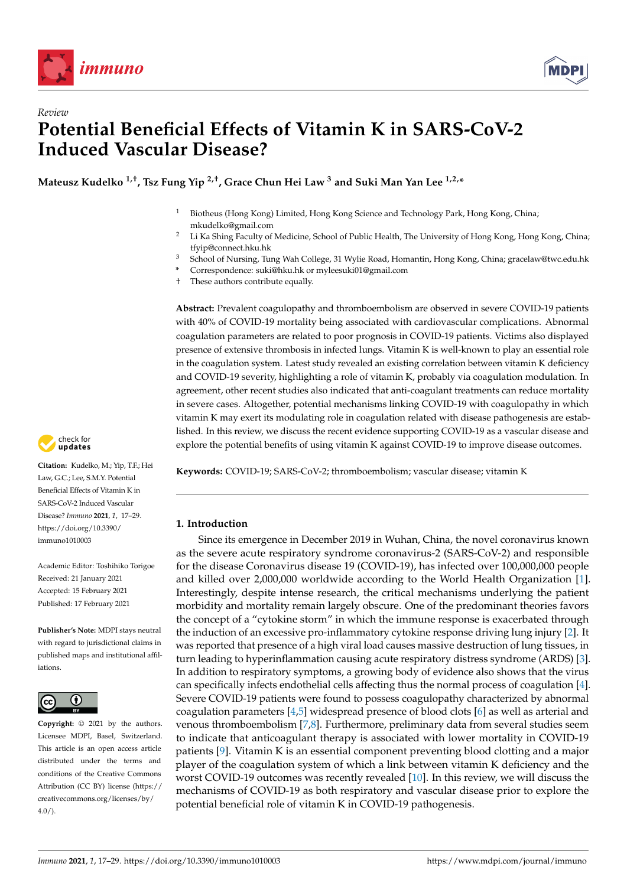*Review*

# Potential Beneficial Effects of Vitamin K in SARS-CoV-2 Induced Vascular Disease?

**Mateusz Kudelko [1,†], Tsz Fung Yip [2,†], Grace Chun Hei Law [3] and Suki Man Yan Lee [1,2,*]**

[1] Biotheus (Hong Kong) Limited, Hong Kong Science and Technology Park, Hong Kong, China; mkudelko@gmail.com

[2] Li Ka Shing Faculty of Medicine, School of Public Health, The University of Hong Kong, Hong Kong, China; tfyip@connect.hku.hk

[3] School of Nursing, Tung Wah College, 31 Wylie Road, Homantin, Hong Kong, China; gracelaw@twc.edu.hk

\* Correspondence: suki@hku.hk or myleesuki01@gmail.com

† These authors contribute equally.

**Citation:** Kudelko, M.; Yip, T.F.; Hei Law, G.C.; Lee, S.M.Y. Potential Beneficial Effects of Vitamin K in SARS-CoV-2 Induced Vascular Disease? *Immuno* **2021**, *1*, 17–29. https://doi.org/10.3390/immuno1010003

Academic Editor: Toshihiko Torigoe

Received: 21 January 2021

Accepted: 15 February 2021

Published: 17 February 2021

**Publisher's Note:** MDPI stays neutral with regard to jurisdictional claims in published maps and institutional affiliations.

**Copyright:** © 2021 by the authors. Licensee MDPI, Basel, Switzerland. This article is an open access article distributed under the terms and conditions of the Creative Commons Attribution (CC BY) license (https://creativecommons.org/licenses/by/4.0/).

**Abstract:** Prevalent coagulopathy and thromboembolism are observed in severe COVID-19 patients with 40% of COVID-19 mortality being associated with cardiovascular complications. Abnormal coagulation parameters are related to poor prognosis in COVID-19 patients. Victims also displayed presence of extensive thrombosis in infected lungs. Vitamin K is well-known to play an essential role in the coagulation system. Latest study revealed an existing correlation between vitamin K deficiency and COVID-19 severity, highlighting a role of vitamin K, probably via coagulation modulation. In agreement, other recent studies also indicated that anti-coagulant treatments can reduce mortality in severe cases. Altogether, potential mechanisms linking COVID-19 with coagulopathy in which vitamin K may exert its modulating role in coagulation related with disease pathogenesis are established. In this review, we discuss the recent evidence supporting COVID-19 as a vascular disease and explore the potential benefits of using vitamin K against COVID-19 to improve disease outcomes.

**Keywords:** COVID-19; SARS-CoV-2; thromboembolism; vascular disease; vitamin K

## 1. Introduction

Since its emergence in December 2019 in Wuhan, China, the novel coronavirus known as the severe acute respiratory syndrome coronavirus-2 (SARS-CoV-2) and responsible for the disease Coronavirus disease 19 (COVID-19), has infected over 100,000,000 people and killed over 2,000,000 worldwide according to the World Health Organization [1]. Interestingly, despite intense research, the critical mechanisms underlying the patient morbidity and mortality remain largely obscure. One of the predominant theories favors the concept of a "cytokine storm" in which the immune response is exacerbated through the induction of an excessive pro-inflammatory cytokine response driving lung injury [2]. It was reported that presence of a high viral load causes massive destruction of lung tissues, in turn leading to hyperinflammation causing acute respiratory distress syndrome (ARDS) [3]. In addition to respiratory symptoms, a growing body of evidence also shows that the virus can specifically infects endothelial cells affecting thus the normal process of coagulation [4]. Severe COVID-19 patients were found to possess coagulopathy characterized by abnormal coagulation parameters [4,5] widespread presence of blood clots [6] as well as arterial and venous thromboembolism [7,8]. Furthermore, preliminary data from several studies seem to indicate that anticoagulant therapy is associated with lower mortality in COVID-19 patients [9]. Vitamin K is an essential component preventing blood clotting and a major player of the coagulation system of which a link between vitamin K deficiency and the worst COVID-19 outcomes was recently revealed [10]. In this review, we will discuss the mechanisms of COVID-19 as both respiratory and vascular disease prior to explore the potential beneficial role of vitamin K in COVID-19 pathogenesis.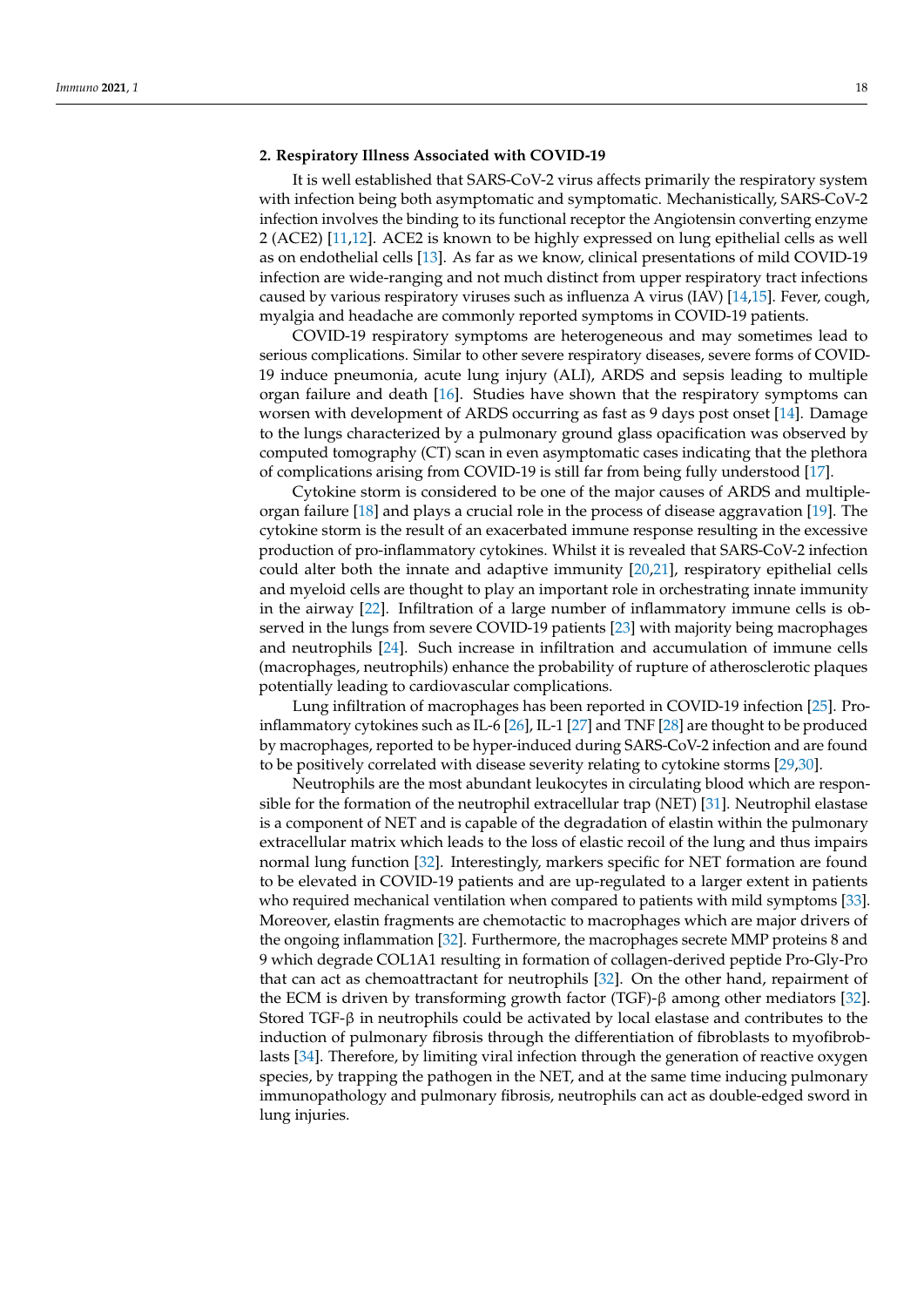## 2. Respiratory Illness Associated with COVID-19

It is well established that SARS-CoV-2 virus affects primarily the respiratory system with infection being both asymptomatic and symptomatic. Mechanistically, SARS-CoV-2 infection involves the binding to its functional receptor the Angiotensin converting enzyme 2 (ACE2) [11,12]. ACE2 is known to be highly expressed on lung epithelial cells as well as on endothelial cells [13]. As far as we know, clinical presentations of mild COVID-19 infection are wide-ranging and not much distinct from upper respiratory tract infections caused by various respiratory viruses such as influenza A virus (IAV) [14,15]. Fever, cough, myalgia and headache are commonly reported symptoms in COVID-19 patients.

COVID-19 respiratory symptoms are heterogeneous and may sometimes lead to serious complications. Similar to other severe respiratory diseases, severe forms of COVID-19 induce pneumonia, acute lung injury (ALI), ARDS and sepsis leading to multiple organ failure and death [16]. Studies have shown that the respiratory symptoms can worsen with development of ARDS occurring as fast as 9 days post onset [14]. Damage to the lungs characterized by a pulmonary ground glass opacification was observed by computed tomography (CT) scan in even asymptomatic cases indicating that the plethora of complications arising from COVID-19 is still far from being fully understood [17].

Cytokine storm is considered to be one of the major causes of ARDS and multiple-organ failure [18] and plays a crucial role in the process of disease aggravation [19]. The cytokine storm is the result of an exacerbated immune response resulting in the excessive production of pro-inflammatory cytokines. Whilst it is revealed that SARS-CoV-2 infection could alter both the innate and adaptive immunity [20,21], respiratory epithelial cells and myeloid cells are thought to play an important role in orchestrating innate immunity in the airway [22]. Infiltration of a large number of inflammatory immune cells is observed in the lungs from severe COVID-19 patients [23] with majority being macrophages and neutrophils [24]. Such increase in infiltration and accumulation of immune cells (macrophages, neutrophils) enhance the probability of rupture of atherosclerotic plaques potentially leading to cardiovascular complications.

Lung infiltration of macrophages has been reported in COVID-19 infection [25]. Pro-inflammatory cytokines such as IL-6 [26], IL-1 [27] and TNF [28] are thought to be produced by macrophages, reported to be hyper-induced during SARS-CoV-2 infection and are found to be positively correlated with disease severity relating to cytokine storms [29,30].

Neutrophils are the most abundant leukocytes in circulating blood which are responsible for the formation of the neutrophil extracellular trap (NET) [31]. Neutrophil elastase is a component of NET and is capable of the degradation of elastin within the pulmonary extracellular matrix which leads to the loss of elastic recoil of the lung and thus impairs normal lung function [32]. Interestingly, markers specific for NET formation are found to be elevated in COVID-19 patients and are up-regulated to a larger extent in patients who required mechanical ventilation when compared to patients with mild symptoms [33]. Moreover, elastin fragments are chemotactic to macrophages which are major drivers of the ongoing inflammation [32]. Furthermore, the macrophages secrete MMP proteins 8 and 9 which degrade COL1A1 resulting in formation of collagen-derived peptide Pro-Gly-Pro that can act as chemoattractant for neutrophils [32]. On the other hand, repairment of the ECM is driven by transforming growth factor (TGF)-β among other mediators [32]. Stored TGF-β in neutrophils could be activated by local elastase and contributes to the induction of pulmonary fibrosis through the differentiation of fibroblasts to myofibroblasts [34]. Therefore, by limiting viral infection through the generation of reactive oxygen species, by trapping the pathogen in the NET, and at the same time inducing pulmonary immunopathology and pulmonary fibrosis, neutrophils can act as double-edged sword in lung injuries.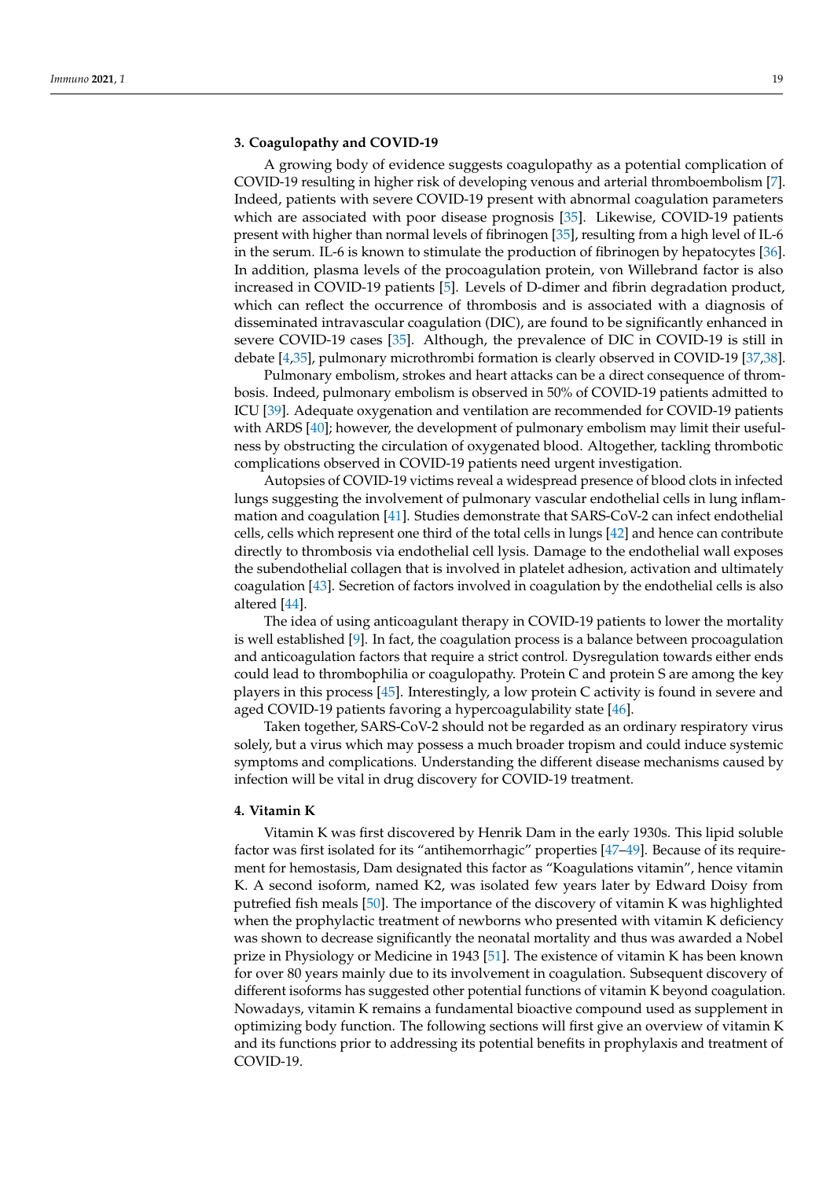## 3. Coagulopathy and COVID-19

A growing body of evidence suggests coagulopathy as a potential complication of COVID-19 resulting in higher risk of developing venous and arterial thromboembolism [7]. Indeed, patients with severe COVID-19 present with abnormal coagulation parameters which are associated with poor disease prognosis [35]. Likewise, COVID-19 patients present with higher than normal levels of fibrinogen [35], resulting from a high level of IL-6 in the serum. IL-6 is known to stimulate the production of fibrinogen by hepatocytes [36]. In addition, plasma levels of the procoagulation protein, von Willebrand factor is also increased in COVID-19 patients [5]. Levels of D-dimer and fibrin degradation product, which can reflect the occurrence of thrombosis and is associated with a diagnosis of disseminated intravascular coagulation (DIC), are found to be significantly enhanced in severe COVID-19 cases [35]. Although, the prevalence of DIC in COVID-19 is still in debate [4,35], pulmonary microthrombi formation is clearly observed in COVID-19 [37,38].

Pulmonary embolism, strokes and heart attacks can be a direct consequence of thrombosis. Indeed, pulmonary embolism is observed in 50% of COVID-19 patients admitted to ICU [39]. Adequate oxygenation and ventilation are recommended for COVID-19 patients with ARDS [40]; however, the development of pulmonary embolism may limit their usefulness by obstructing the circulation of oxygenated blood. Altogether, tackling thrombotic complications observed in COVID-19 patients need urgent investigation.

Autopsies of COVID-19 victims reveal a widespread presence of blood clots in infected lungs suggesting the involvement of pulmonary vascular endothelial cells in lung inflammation and coagulation [41]. Studies demonstrate that SARS-CoV-2 can infect endothelial cells, cells which represent one third of the total cells in lungs [42] and hence can contribute directly to thrombosis via endothelial cell lysis. Damage to the endothelial wall exposes the subendothelial collagen that is involved in platelet adhesion, activation and ultimately coagulation [43]. Secretion of factors involved in coagulation by the endothelial cells is also altered [44].

The idea of using anticoagulant therapy in COVID-19 patients to lower the mortality is well established [9]. In fact, the coagulation process is a balance between procoagulation and anticoagulation factors that require a strict control. Dysregulation towards either ends could lead to thrombophilia or coagulopathy. Protein C and protein S are among the key players in this process [45]. Interestingly, a low protein C activity is found in severe and aged COVID-19 patients favoring a hypercoagulability state [46].

Taken together, SARS-CoV-2 should not be regarded as an ordinary respiratory virus solely, but a virus which may possess a much broader tropism and could induce systemic symptoms and complications. Understanding the different disease mechanisms caused by infection will be vital in drug discovery for COVID-19 treatment.

## 4. Vitamin K

Vitamin K was first discovered by Henrik Dam in the early 1930s. This lipid soluble factor was first isolated for its "antihemorrhagic" properties [47–49]. Because of its requirement for hemostasis, Dam designated this factor as "Koagulations vitamin", hence vitamin K. A second isoform, named K2, was isolated few years later by Edward Doisy from putrefied fish meals [50]. The importance of the discovery of vitamin K was highlighted when the prophylactic treatment of newborns who presented with vitamin K deficiency was shown to decrease significantly the neonatal mortality and thus was awarded a Nobel prize in Physiology or Medicine in 1943 [51]. The existence of vitamin K has been known for over 80 years mainly due to its involvement in coagulation. Subsequent discovery of different isoforms has suggested other potential functions of vitamin K beyond coagulation. Nowadays, vitamin K remains a fundamental bioactive compound used as supplement in optimizing body function. The following sections will first give an overview of vitamin K and its functions prior to addressing its potential benefits in prophylaxis and treatment of COVID-19.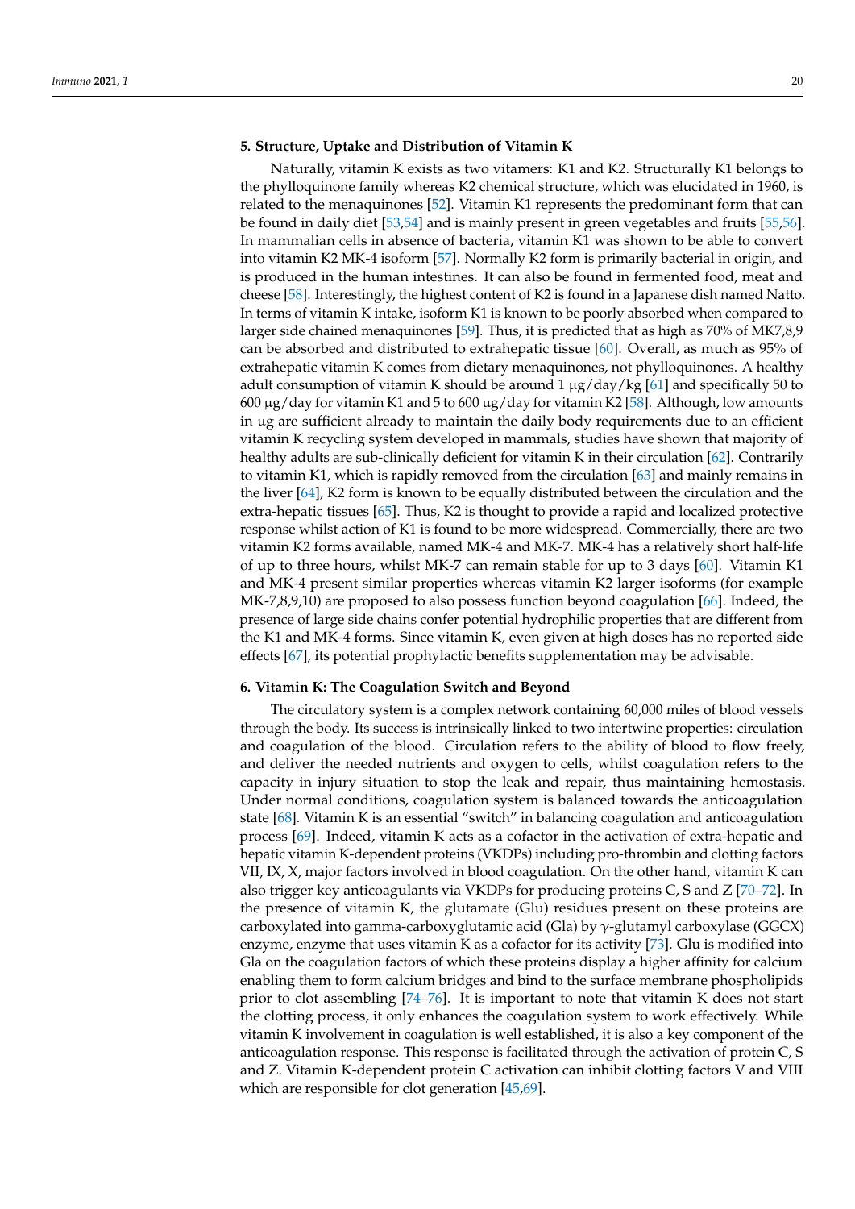## 5. Structure, Uptake and Distribution of Vitamin K

Naturally, vitamin K exists as two vitamers: K1 and K2. Structurally K1 belongs to the phylloquinone family whereas K2 chemical structure, which was elucidated in 1960, is related to the menaquinones [52]. Vitamin K1 represents the predominant form that can be found in daily diet [53,54] and is mainly present in green vegetables and fruits [55,56]. In mammalian cells in absence of bacteria, vitamin K1 was shown to be able to convert into vitamin K2 MK-4 isoform [57]. Normally K2 form is primarily bacterial in origin, and is produced in the human intestines. It can also be found in fermented food, meat and cheese [58]. Interestingly, the highest content of K2 is found in a Japanese dish named Natto. In terms of vitamin K intake, isoform K1 is known to be poorly absorbed when compared to larger side chained menaquinones [59]. Thus, it is predicted that as high as 70% of MK7,8,9 can be absorbed and distributed to extrahepatic tissue [60]. Overall, as much as 95% of extrahepatic vitamin K comes from dietary menaquinones, not phylloquinones. A healthy adult consumption of vitamin K should be around 1 µg/day/kg [61] and specifically 50 to 600 µg/day for vitamin K1 and 5 to 600 µg/day for vitamin K2 [58]. Although, low amounts in µg are sufficient already to maintain the daily body requirements due to an efficient vitamin K recycling system developed in mammals, studies have shown that majority of healthy adults are sub-clinically deficient for vitamin K in their circulation [62]. Contrarily to vitamin K1, which is rapidly removed from the circulation [63] and mainly remains in the liver [64], K2 form is known to be equally distributed between the circulation and the extra-hepatic tissues [65]. Thus, K2 is thought to provide a rapid and localized protective response whilst action of K1 is found to be more widespread. Commercially, there are two vitamin K2 forms available, named MK-4 and MK-7. MK-4 has a relatively short half-life of up to three hours, whilst MK-7 can remain stable for up to 3 days [60]. Vitamin K1 and MK-4 present similar properties whereas vitamin K2 larger isoforms (for example MK-7,8,9,10) are proposed to also possess function beyond coagulation [66]. Indeed, the presence of large side chains confer potential hydrophilic properties that are different from the K1 and MK-4 forms. Since vitamin K, even given at high doses has no reported side effects [67], its potential prophylactic benefits supplementation may be advisable.

## 6. Vitamin K: The Coagulation Switch and Beyond

The circulatory system is a complex network containing 60,000 miles of blood vessels through the body. Its success is intrinsically linked to two intertwine properties: circulation and coagulation of the blood. Circulation refers to the ability of blood to flow freely, and deliver the needed nutrients and oxygen to cells, whilst coagulation refers to the capacity in injury situation to stop the leak and repair, thus maintaining hemostasis. Under normal conditions, coagulation system is balanced towards the anticoagulation state [68]. Vitamin K is an essential "switch" in balancing coagulation and anticoagulation process [69]. Indeed, vitamin K acts as a cofactor in the activation of extra-hepatic and hepatic vitamin K-dependent proteins (VKDPs) including pro-thrombin and clotting factors VII, IX, X, major factors involved in blood coagulation. On the other hand, vitamin K can also trigger key anticoagulants via VKDPs for producing proteins C, S and Z [70–72]. In the presence of vitamin K, the glutamate (Glu) residues present on these proteins are carboxylated into gamma-carboxyglutamic acid (Gla) by $\gamma$-glutamyl carboxylase (GGCX) enzyme, enzyme that uses vitamin K as a cofactor for its activity [73]. Glu is modified into Gla on the coagulation factors of which these proteins display a higher affinity for calcium enabling them to form calcium bridges and bind to the surface membrane phospholipids prior to clot assembling [74–76]. It is important to note that vitamin K does not start the clotting process, it only enhances the coagulation system to work effectively. While vitamin K involvement in coagulation is well established, it is also a key component of the anticoagulation response. This response is facilitated through the activation of protein C, S and Z. Vitamin K-dependent protein C activation can inhibit clotting factors V and VIII which are responsible for clot generation [45,69].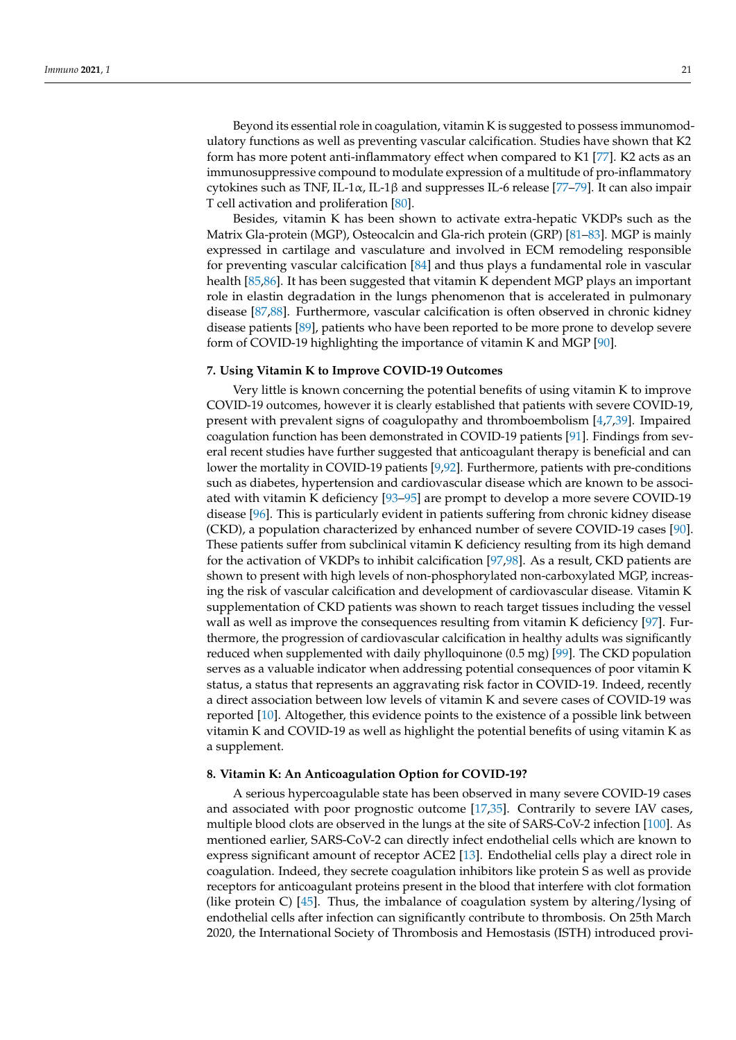Beyond its essential role in coagulation, vitamin K is suggested to possess immunomodulatory functions as well as preventing vascular calcification. Studies have shown that K2 form has more potent anti-inflammatory effect when compared to K1 [77]. K2 acts as an immunosuppressive compound to modulate expression of a multitude of pro-inflammatory cytokines such as TNF, IL-1α, IL-1β and suppresses IL-6 release [77–79]. It can also impair T cell activation and proliferation [80].

Besides, vitamin K has been shown to activate extra-hepatic VKDPs such as the Matrix Gla-protein (MGP), Osteocalcin and Gla-rich protein (GRP) [81–83]. MGP is mainly expressed in cartilage and vasculature and involved in ECM remodeling responsible for preventing vascular calcification [84] and thus plays a fundamental role in vascular health [85,86]. It has been suggested that vitamin K dependent MGP plays an important role in elastin degradation in the lungs phenomenon that is accelerated in pulmonary disease [87,88]. Furthermore, vascular calcification is often observed in chronic kidney disease patients [89], patients who have been reported to be more prone to develop severe form of COVID-19 highlighting the importance of vitamin K and MGP [90].

## 7. Using Vitamin K to Improve COVID-19 Outcomes

Very little is known concerning the potential benefits of using vitamin K to improve COVID-19 outcomes, however it is clearly established that patients with severe COVID-19, present with prevalent signs of coagulopathy and thromboembolism [4,7,39]. Impaired coagulation function has been demonstrated in COVID-19 patients [91]. Findings from several recent studies have further suggested that anticoagulant therapy is beneficial and can lower the mortality in COVID-19 patients [9,92]. Furthermore, patients with pre-conditions such as diabetes, hypertension and cardiovascular disease which are known to be associated with vitamin K deficiency [93–95] are prompt to develop a more severe COVID-19 disease [96]. This is particularly evident in patients suffering from chronic kidney disease (CKD), a population characterized by enhanced number of severe COVID-19 cases [90]. These patients suffer from subclinical vitamin K deficiency resulting from its high demand for the activation of VKDPs to inhibit calcification [97,98]. As a result, CKD patients are shown to present with high levels of non-phosphorylated non-carboxylated MGP, increasing the risk of vascular calcification and development of cardiovascular disease. Vitamin K supplementation of CKD patients was shown to reach target tissues including the vessel wall as well as improve the consequences resulting from vitamin K deficiency [97]. Furthermore, the progression of cardiovascular calcification in healthy adults was significantly reduced when supplemented with daily phylloquinone (0.5 mg) [99]. The CKD population serves as a valuable indicator when addressing potential consequences of poor vitamin K status, a status that represents an aggravating risk factor in COVID-19. Indeed, recently a direct association between low levels of vitamin K and severe cases of COVID-19 was reported [10]. Altogether, this evidence points to the existence of a possible link between vitamin K and COVID-19 as well as highlight the potential benefits of using vitamin K as a supplement.

## 8. Vitamin K: An Anticoagulation Option for COVID-19?

A serious hypercoagulable state has been observed in many severe COVID-19 cases and associated with poor prognostic outcome [17,35]. Contrarily to severe IAV cases, multiple blood clots are observed in the lungs at the site of SARS-CoV-2 infection [100]. As mentioned earlier, SARS-CoV-2 can directly infect endothelial cells which are known to express significant amount of receptor ACE2 [13]. Endothelial cells play a direct role in coagulation. Indeed, they secrete coagulation inhibitors like protein S as well as provide receptors for anticoagulant proteins present in the blood that interfere with clot formation (like protein C) [45]. Thus, the imbalance of coagulation system by altering/lysing of endothelial cells after infection can significantly contribute to thrombosis. On 25th March 2020, the International Society of Thrombosis and Hemostasis (ISTH) introduced provi-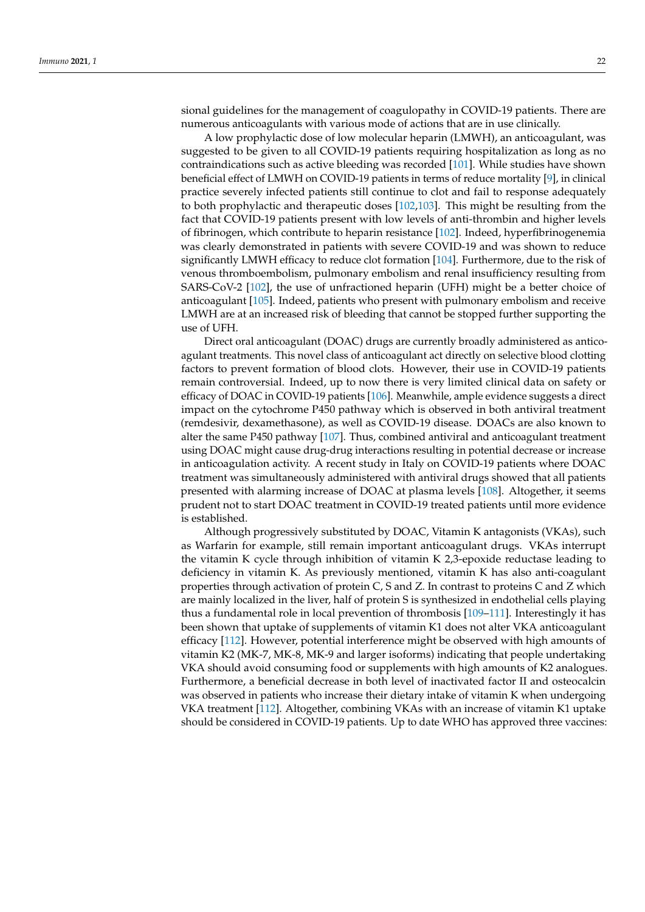sional guidelines for the management of coagulopathy in COVID-19 patients. There are numerous anticoagulants with various mode of actions that are in use clinically.

A low prophylactic dose of low molecular heparin (LMWH), an anticoagulant, was suggested to be given to all COVID-19 patients requiring hospitalization as long as no contraindications such as active bleeding was recorded [101]. While studies have shown beneficial effect of LMWH on COVID-19 patients in terms of reduce mortality [9], in clinical practice severely infected patients still continue to clot and fail to response adequately to both prophylactic and therapeutic doses [102,103]. This might be resulting from the fact that COVID-19 patients present with low levels of anti-thrombin and higher levels of fibrinogen, which contribute to heparin resistance [102]. Indeed, hyperfibrinogenemia was clearly demonstrated in patients with severe COVID-19 and was shown to reduce significantly LMWH efficacy to reduce clot formation [104]. Furthermore, due to the risk of venous thromboembolism, pulmonary embolism and renal insufficiency resulting from SARS-CoV-2 [102], the use of unfractioned heparin (UFH) might be a better choice of anticoagulant [105]. Indeed, patients who present with pulmonary embolism and receive LMWH are at an increased risk of bleeding that cannot be stopped further supporting the use of UFH.

Direct oral anticoagulant (DOAC) drugs are currently broadly administered as anticoagulant treatments. This novel class of anticoagulant act directly on selective blood clotting factors to prevent formation of blood clots. However, their use in COVID-19 patients remain controversial. Indeed, up to now there is very limited clinical data on safety or efficacy of DOAC in COVID-19 patients [106]. Meanwhile, ample evidence suggests a direct impact on the cytochrome P450 pathway which is observed in both antiviral treatment (remdesivir, dexamethasone), as well as COVID-19 disease. DOACs are also known to alter the same P450 pathway [107]. Thus, combined antiviral and anticoagulant treatment using DOAC might cause drug-drug interactions resulting in potential decrease or increase in anticoagulation activity. A recent study in Italy on COVID-19 patients where DOAC treatment was simultaneously administered with antiviral drugs showed that all patients presented with alarming increase of DOAC at plasma levels [108]. Altogether, it seems prudent not to start DOAC treatment in COVID-19 treated patients until more evidence is established.

Although progressively substituted by DOAC, Vitamin K antagonists (VKAs), such as Warfarin for example, still remain important anticoagulant drugs. VKAs interrupt the vitamin K cycle through inhibition of vitamin K 2,3-epoxide reductase leading to deficiency in vitamin K. As previously mentioned, vitamin K has also anti-coagulant properties through activation of protein C, S and Z. In contrast to proteins C and Z which are mainly localized in the liver, half of protein S is synthesized in endothelial cells playing thus a fundamental role in local prevention of thrombosis [109–111]. Interestingly it has been shown that uptake of supplements of vitamin K1 does not alter VKA anticoagulant efficacy [112]. However, potential interference might be observed with high amounts of vitamin K2 (MK-7, MK-8, MK-9 and larger isoforms) indicating that people undertaking VKA should avoid consuming food or supplements with high amounts of K2 analogues. Furthermore, a beneficial decrease in both level of inactivated factor II and osteocalcin was observed in patients who increase their dietary intake of vitamin K when undergoing VKA treatment [112]. Altogether, combining VKAs with an increase of vitamin K1 uptake should be considered in COVID-19 patients. Up to date WHO has approved three vaccines: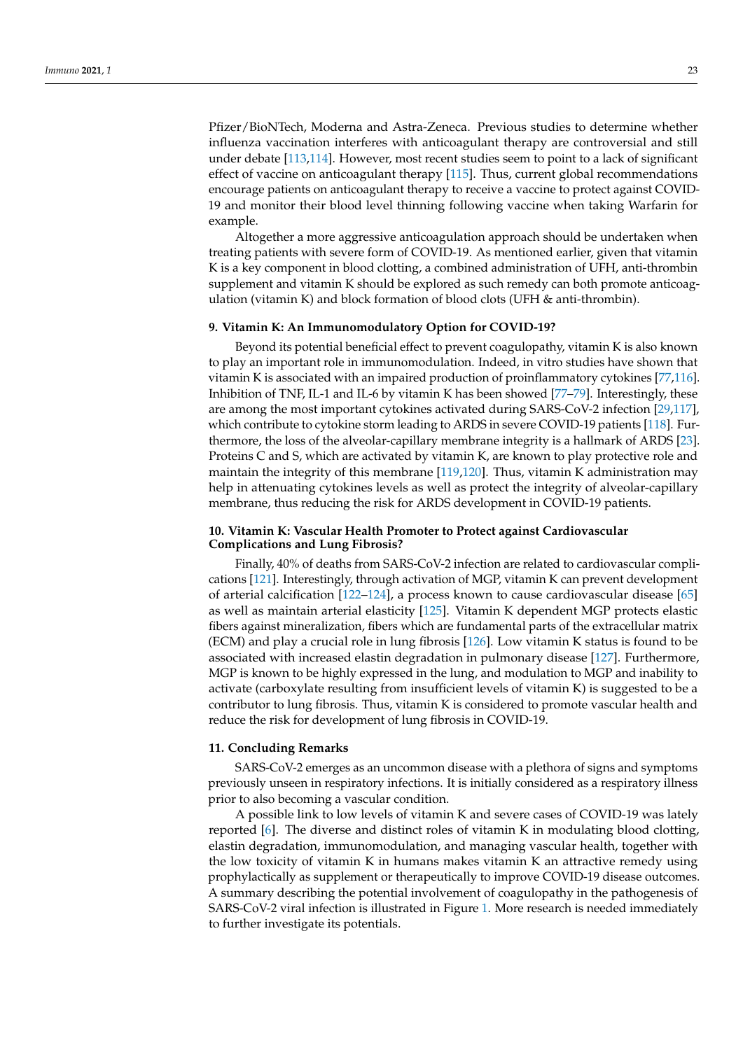Pfizer/BioNTech, Moderna and Astra-Zeneca. Previous studies to determine whether influenza vaccination interferes with anticoagulant therapy are controversial and still under debate [113,114]. However, most recent studies seem to point to a lack of significant effect of vaccine on anticoagulant therapy [115]. Thus, current global recommendations encourage patients on anticoagulant therapy to receive a vaccine to protect against COVID-19 and monitor their blood level thinning following vaccine when taking Warfarin for example.

Altogether a more aggressive anticoagulation approach should be undertaken when treating patients with severe form of COVID-19. As mentioned earlier, given that vitamin K is a key component in blood clotting, a combined administration of UFH, anti-thrombin supplement and vitamin K should be explored as such remedy can both promote anticoagulation (vitamin K) and block formation of blood clots (UFH & anti-thrombin).

## 9. Vitamin K: An Immunomodulatory Option for COVID-19?

Beyond its potential beneficial effect to prevent coagulopathy, vitamin K is also known to play an important role in immunomodulation. Indeed, in vitro studies have shown that vitamin K is associated with an impaired production of proinflammatory cytokines [77,116]. Inhibition of TNF, IL-1 and IL-6 by vitamin K has been showed [77–79]. Interestingly, these are among the most important cytokines activated during SARS-CoV-2 infection [29,117], which contribute to cytokine storm leading to ARDS in severe COVID-19 patients [118]. Furthermore, the loss of the alveolar-capillary membrane integrity is a hallmark of ARDS [23]. Proteins C and S, which are activated by vitamin K, are known to play protective role and maintain the integrity of this membrane [119,120]. Thus, vitamin K administration may help in attenuating cytokines levels as well as protect the integrity of alveolar-capillary membrane, thus reducing the risk for ARDS development in COVID-19 patients.

## 10. Vitamin K: Vascular Health Promoter to Protect against Cardiovascular Complications and Lung Fibrosis?

Finally, 40% of deaths from SARS-CoV-2 infection are related to cardiovascular complications [121]. Interestingly, through activation of MGP, vitamin K can prevent development of arterial calcification [122–124], a process known to cause cardiovascular disease [65] as well as maintain arterial elasticity [125]. Vitamin K dependent MGP protects elastic fibers against mineralization, fibers which are fundamental parts of the extracellular matrix (ECM) and play a crucial role in lung fibrosis [126]. Low vitamin K status is found to be associated with increased elastin degradation in pulmonary disease [127]. Furthermore, MGP is known to be highly expressed in the lung, and modulation to MGP and inability to activate (carboxylate resulting from insufficient levels of vitamin K) is suggested to be a contributor to lung fibrosis. Thus, vitamin K is considered to promote vascular health and reduce the risk for development of lung fibrosis in COVID-19.

## 11. Concluding Remarks

SARS-CoV-2 emerges as an uncommon disease with a plethora of signs and symptoms previously unseen in respiratory infections. It is initially considered as a respiratory illness prior to also becoming a vascular condition.

A possible link to low levels of vitamin K and severe cases of COVID-19 was lately reported [6]. The diverse and distinct roles of vitamin K in modulating blood clotting, elastin degradation, immunomodulation, and managing vascular health, together with the low toxicity of vitamin K in humans makes vitamin K an attractive remedy using prophylactically as supplement or therapeutically to improve COVID-19 disease outcomes. A summary describing the potential involvement of coagulopathy in the pathogenesis of SARS-CoV-2 viral infection is illustrated in Figure 1. More research is needed immediately to further investigate its potentials.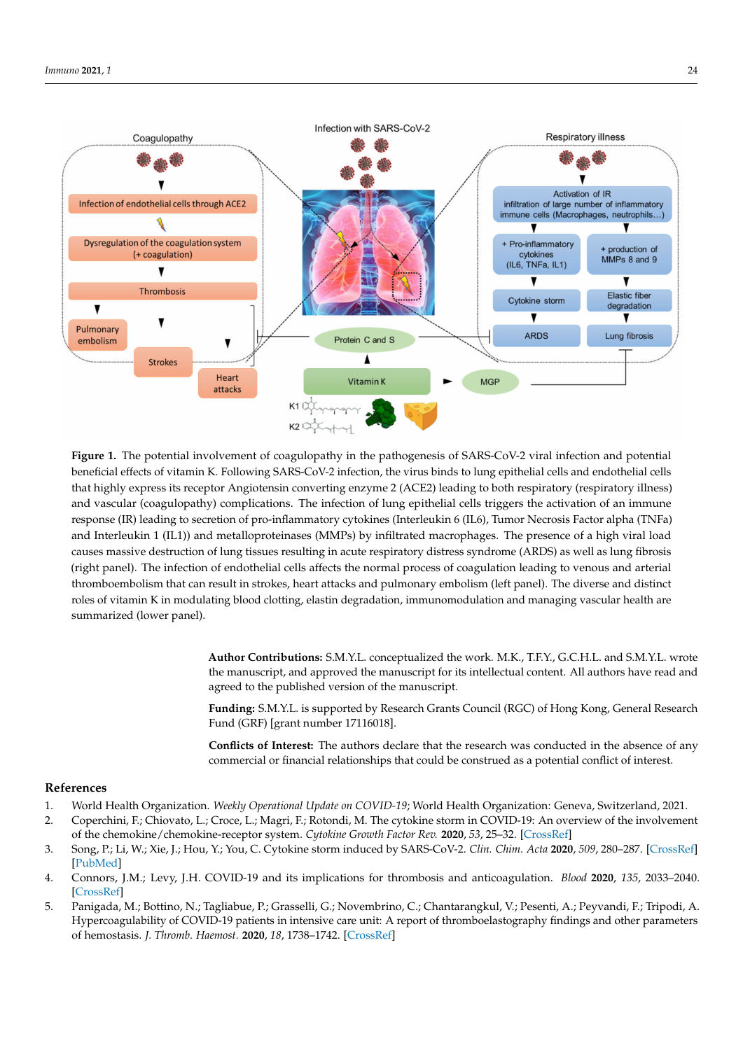**Figure 1.** The potential involvement of coagulopathy in the pathogenesis of SARS-CoV-2 viral infection and potential beneficial effects of vitamin K. Following SARS-CoV-2 infection, the virus binds to lung epithelial cells and endothelial cells that highly express its receptor Angiotensin converting enzyme 2 (ACE2) leading to both respiratory (respiratory illness) and vascular (coagulopathy) complications. The infection of lung epithelial cells triggers the activation of an immune response (IR) leading to secretion of pro-inflammatory cytokines (Interleukin 6 (IL6), Tumor Necrosis Factor alpha (TNFa) and Interleukin 1 (IL1)) and metalloproteinases (MMPs) by infiltrated macrophages. The presence of a high viral load causes massive destruction of lung tissues resulting in acute respiratory distress syndrome (ARDS) as well as lung fibrosis (right panel). The infection of endothelial cells affects the normal process of coagulation leading to venous and arterial thromboembolism that can result in strokes, heart attacks and pulmonary embolism (left panel). The diverse and distinct roles of vitamin K in modulating blood clotting, elastin degradation, immunomodulation and managing vascular health are summarized (lower panel).

**Author Contributions:** S.M.Y.L. conceptualized the work. M.K., T.F.Y., G.C.H.L. and S.M.Y.L. wrote the manuscript, and approved the manuscript for its intellectual content. All authors have read and agreed to the published version of the manuscript.

**Funding:** S.M.Y.L. is supported by Research Grants Council (RGC) of Hong Kong, General Research Fund (GRF) [grant number 17116018].

**Conflicts of Interest:** The authors declare that the research was conducted in the absence of any commercial or financial relationships that could be construed as a potential conflict of interest.

## References

1. World Health Organization. *Weekly Operational Update on COVID-19*; World Health Organization: Geneva, Switzerland, 2021.
2. Coperchini, F.; Chiovato, L.; Croce, L.; Magri, F.; Rotondi, M. The cytokine storm in COVID-19: An overview of the involvement of the chemokine/chemokine-receptor system. *Cytokine Growth Factor Rev.* **2020**, *53*, 25–32. [CrossRef]
3. Song, P.; Li, W.; Xie, J.; Hou, Y.; You, C. Cytokine storm induced by SARS-CoV-2. *Clin. Chim. Acta* **2020**, *509*, 280–287. [CrossRef] [PubMed]
4. Connors, J.M.; Levy, J.H. COVID-19 and its implications for thrombosis and anticoagulation. *Blood* **2020**, *135*, 2033–2040. [CrossRef]
5. Panigada, M.; Bottino, N.; Tagliabue, P.; Grasselli, G.; Novembrino, C.; Chantarangkul, V.; Pesenti, A.; Peyvandi, F.; Tripodi, A. Hypercoagulability of COVID-19 patients in intensive care unit: A report of thromboelastography findings and other parameters of hemostasis. *J. Thromb. Haemost.* **2020**, *18*, 1738–1742. [CrossRef]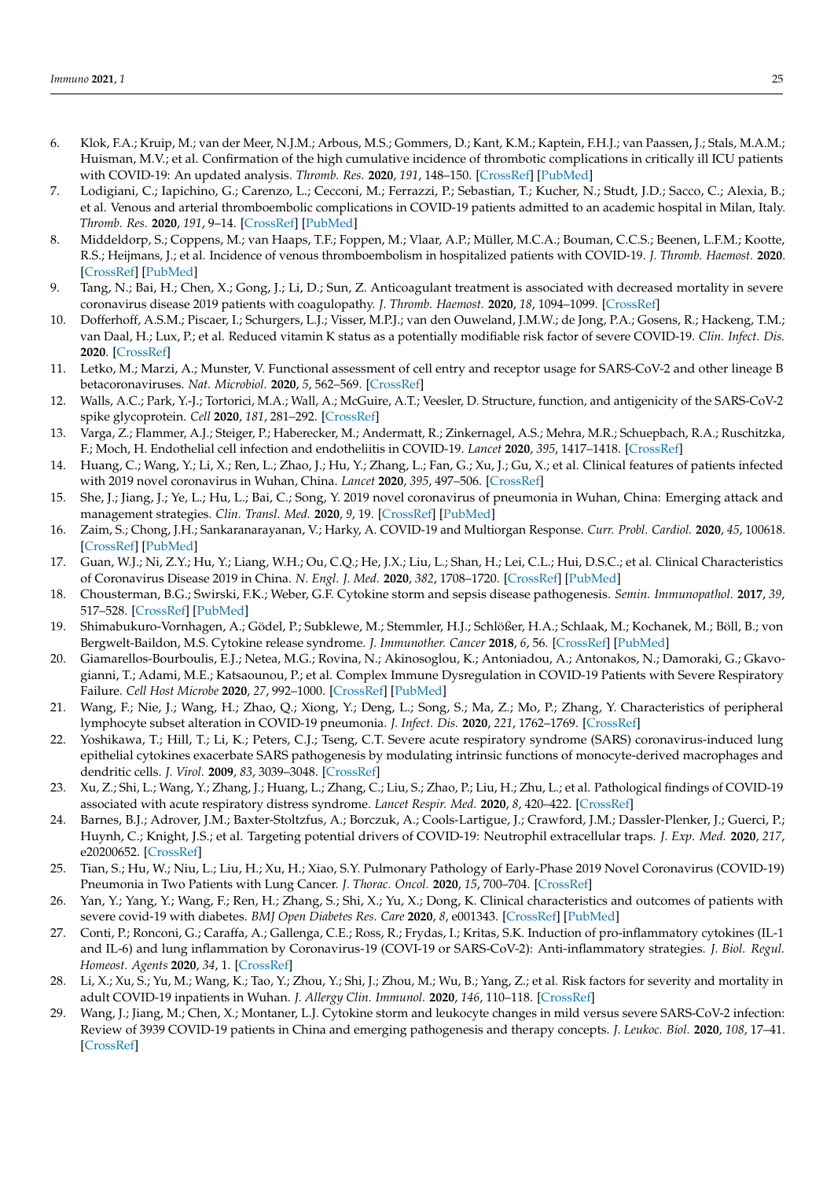6. Klok, F.A.; Kruip, M.; van der Meer, N.J.M.; Arbous, M.S.; Gommers, D.; Kant, K.M.; Kaptein, F.H.J.; van Paassen, J.; Stals, M.A.M.; Huisman, M.V.; et al. Confirmation of the high cumulative incidence of thrombotic complications in critically ill ICU patients with COVID-19: An updated analysis. *Thromb. Res.* **2020**, *191*, 148–150. [CrossRef] [PubMed]
7. Lodigiani, C.; Iapichino, G.; Carenzo, L.; Cecconi, M.; Ferrazzi, P.; Sebastian, T.; Kucher, N.; Studt, J.D.; Sacco, C.; Alexia, B.; et al. Venous and arterial thromboembolic complications in COVID-19 patients admitted to an academic hospital in Milan, Italy. *Thromb. Res.* **2020**, *191*, 9–14. [CrossRef] [PubMed]
8. Middeldorp, S.; Coppens, M.; van Haaps, T.F.; Foppen, M.; Vlaar, A.P.; Müller, M.C.A.; Bouman, C.C.S.; Beenen, L.F.M.; Kootte, R.S.; Heijmans, J.; et al. Incidence of venous thromboembolism in hospitalized patients with COVID-19. *J. Thromb. Haemost.* **2020**. [CrossRef] [PubMed]
9. Tang, N.; Bai, H.; Chen, X.; Gong, J.; Li, D.; Sun, Z. Anticoagulant treatment is associated with decreased mortality in severe coronavirus disease 2019 patients with coagulopathy. *J. Thromb. Haemost.* **2020**, *18*, 1094–1099. [CrossRef]
10. Dofferhoff, A.S.M.; Piscaer, I.; Schurgers, L.J.; Visser, M.P.J.; van den Ouweland, J.M.W.; de Jong, P.A.; Gosens, R.; Hackeng, T.M.; van Daal, H.; Lux, P.; et al. Reduced vitamin K status as a potentially modifiable risk factor of severe COVID-19. *Clin. Infect. Dis.* **2020**. [CrossRef]
11. Letko, M.; Marzi, A.; Munster, V. Functional assessment of cell entry and receptor usage for SARS-CoV-2 and other lineage B betacoronaviruses. *Nat. Microbiol.* **2020**, *5*, 562–569. [CrossRef]
12. Walls, A.C.; Park, Y.-J.; Tortorici, M.A.; Wall, A.; McGuire, A.T.; Veesler, D. Structure, function, and antigenicity of the SARS-CoV-2 spike glycoprotein. *Cell* **2020**, *181*, 281–292. [CrossRef]
13. Varga, Z.; Flammer, A.J.; Steiger, P.; Haberecker, M.; Andermatt, R.; Zinkernagel, A.S.; Mehra, M.R.; Schuepbach, R.A.; Ruschitzka, F.; Moch, H. Endothelial cell infection and endotheliitis in COVID-19. *Lancet* **2020**, *395*, 1417–1418. [CrossRef]
14. Huang, C.; Wang, Y.; Li, X.; Ren, L.; Zhao, J.; Hu, Y.; Zhang, L.; Fan, G.; Xu, J.; Gu, X.; et al. Clinical features of patients infected with 2019 novel coronavirus in Wuhan, China. *Lancet* **2020**, *395*, 497–506. [CrossRef]
15. She, J.; Jiang, J.; Ye, L.; Hu, L.; Bai, C.; Song, Y. 2019 novel coronavirus of pneumonia in Wuhan, China: Emerging attack and management strategies. *Clin. Transl. Med.* **2020**, *9*, 19. [CrossRef] [PubMed]
16. Zaim, S.; Chong, J.H.; Sankaranarayanan, V.; Harky, A. COVID-19 and Multiorgan Response. *Curr. Probl. Cardiol.* **2020**, *45*, 100618. [CrossRef] [PubMed]
17. Guan, W.J.; Ni, Z.Y.; Hu, Y.; Liang, W.H.; Ou, C.Q.; He, J.X.; Liu, L.; Shan, H.; Lei, C.L.; Hui, D.S.C.; et al. Clinical Characteristics of Coronavirus Disease 2019 in China. *N. Engl. J. Med.* **2020**, *382*, 1708–1720. [CrossRef] [PubMed]
18. Chousterman, B.G.; Swirski, F.K.; Weber, G.F. Cytokine storm and sepsis disease pathogenesis. *Semin. Immunopathol.* **2017**, *39*, 517–528. [CrossRef] [PubMed]
19. Shimabukuro-Vornhagen, A.; Gödel, P.; Subklewe, M.; Stemmler, H.J.; Schlößer, H.A.; Schlaak, M.; Kochanek, M.; Böll, B.; von Bergwelt-Baildon, M.S. Cytokine release syndrome. *J. Immunother. Cancer* **2018**, *6*, 56. [CrossRef] [PubMed]
20. Giamarellos-Bourboulis, E.J.; Netea, M.G.; Rovina, N.; Akinosoglou, K.; Antoniadou, A.; Antonakos, N.; Damoraki, G.; Gkavogianni, T.; Adami, M.E.; Katsaounou, P.; et al. Complex Immune Dysregulation in COVID-19 Patients with Severe Respiratory Failure. *Cell Host Microbe* **2020**, *27*, 992–1000. [CrossRef] [PubMed]
21. Wang, F.; Nie, J.; Wang, H.; Zhao, Q.; Xiong, Y.; Deng, L.; Song, S.; Ma, Z.; Mo, P.; Zhang, Y. Characteristics of peripheral lymphocyte subset alteration in COVID-19 pneumonia. *J. Infect. Dis.* **2020**, *221*, 1762–1769. [CrossRef]
22. Yoshikawa, T.; Hill, T.; Li, K.; Peters, C.J.; Tseng, C.T. Severe acute respiratory syndrome (SARS) coronavirus-induced lung epithelial cytokines exacerbate SARS pathogenesis by modulating intrinsic functions of monocyte-derived macrophages and dendritic cells. *J. Virol.* **2009**, *83*, 3039–3048. [CrossRef]
23. Xu, Z.; Shi, L.; Wang, Y.; Zhang, J.; Huang, L.; Zhang, C.; Liu, S.; Zhao, P.; Liu, H.; Zhu, L.; et al. Pathological findings of COVID-19 associated with acute respiratory distress syndrome. *Lancet Respir. Med.* **2020**, *8*, 420–422. [CrossRef]
24. Barnes, B.J.; Adrover, J.M.; Baxter-Stoltzfus, A.; Borczuk, A.; Cools-Lartigue, J.; Crawford, J.M.; Dassler-Plenker, J.; Guerci, P.; Huynh, C.; Knight, J.S.; et al. Targeting potential drivers of COVID-19: Neutrophil extracellular traps. *J. Exp. Med.* **2020**, *217*, e20200652. [CrossRef]
25. Tian, S.; Hu, W.; Niu, L.; Liu, H.; Xu, H.; Xiao, S.Y. Pulmonary Pathology of Early-Phase 2019 Novel Coronavirus (COVID-19) Pneumonia in Two Patients with Lung Cancer. *J. Thorac. Oncol.* **2020**, *15*, 700–704. [CrossRef]
26. Yan, Y.; Yang, Y.; Wang, F.; Ren, H.; Zhang, S.; Shi, X.; Yu, X.; Dong, K. Clinical characteristics and outcomes of patients with severe covid-19 with diabetes. *BMJ Open Diabetes Res. Care* **2020**, *8*, e001343. [CrossRef] [PubMed]
27. Conti, P.; Ronconi, G.; Caraffa, A.; Gallenga, C.E.; Ross, R.; Frydas, I.; Kritas, S.K. Induction of pro-inflammatory cytokines (IL-1 and IL-6) and lung inflammation by Coronavirus-19 (COVI-19 or SARS-CoV-2): Anti-inflammatory strategies. *J. Biol. Regul. Homeost. Agents* **2020**, *34*, 1. [CrossRef]
28. Li, X.; Xu, S.; Yu, M.; Wang, K.; Tao, Y.; Zhou, Y.; Shi, J.; Zhou, M.; Wu, B.; Yang, Z.; et al. Risk factors for severity and mortality in adult COVID-19 inpatients in Wuhan. *J. Allergy Clin. Immunol.* **2020**, *146*, 110–118. [CrossRef]
29. Wang, J.; Jiang, M.; Chen, X.; Montaner, L.J. Cytokine storm and leukocyte changes in mild versus severe SARS-CoV-2 infection: Review of 3939 COVID-19 patients in China and emerging pathogenesis and therapy concepts. *J. Leukoc. Biol.* **2020**, *108*, 17–41. [CrossRef]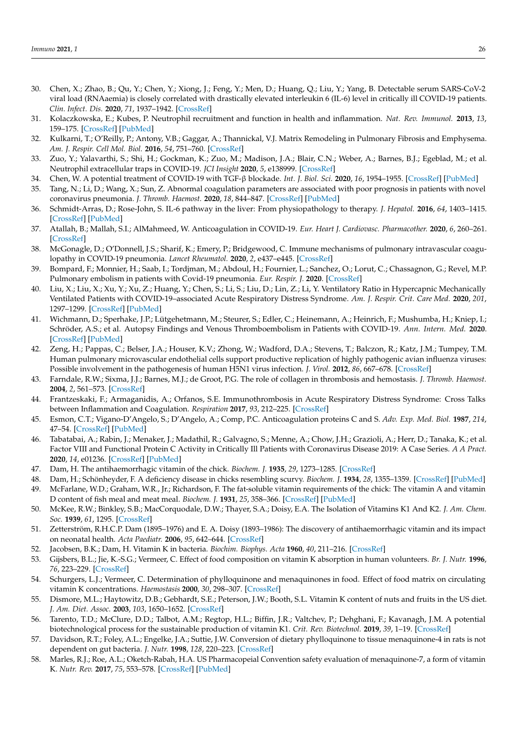30. Chen, X.; Zhao, B.; Qu, Y.; Chen, Y.; Xiong, J.; Feng, Y.; Men, D.; Huang, Q.; Liu, Y.; Yang, B. Detectable serum SARS-CoV-2 viral load (RNAaemia) is closely correlated with drastically elevated interleukin 6 (IL-6) level in critically ill COVID-19 patients. *Clin. Infect. Dis.* **2020**, *71*, 1937–1942. [CrossRef]
31. Kolaczkowska, E.; Kubes, P. Neutrophil recruitment and function in health and inflammation. *Nat. Rev. Immunol.* **2013**, *13*, 159–175. [CrossRef] [PubMed]
32. Kulkarni, T.; O'Reilly, P.; Antony, V.B.; Gaggar, A.; Thannickal, V.J. Matrix Remodeling in Pulmonary Fibrosis and Emphysema. *Am. J. Respir. Cell Mol. Biol.* **2016**, *54*, 751–760. [CrossRef]
33. Zuo, Y.; Yalavarthi, S.; Shi, H.; Gockman, K.; Zuo, M.; Madison, J.A.; Blair, C.N.; Weber, A.; Barnes, B.J.; Egeblad, M.; et al. Neutrophil extracellular traps in COVID-19. *JCI Insight* **2020**, *5*, e138999. [CrossRef]
34. Chen, W. A potential treatment of COVID-19 with TGF-β blockade. *Int. J. Biol. Sci.* **2020**, *16*, 1954–1955. [CrossRef] [PubMed]
35. Tang, N.; Li, D.; Wang, X.; Sun, Z. Abnormal coagulation parameters are associated with poor prognosis in patients with novel coronavirus pneumonia. *J. Thromb. Haemost.* **2020**, *18*, 844–847. [CrossRef] [PubMed]
36. Schmidt-Arras, D.; Rose-John, S. IL-6 pathway in the liver: From physiopathology to therapy. *J. Hepatol.* **2016**, *64*, 1403–1415. [CrossRef] [PubMed]
37. Atallah, B.; Mallah, S.I.; AlMahmeed, W. Anticoagulation in COVID-19. *Eur. Heart J. Cardiovasc. Pharmacother.* **2020**, *6*, 260–261. [CrossRef]
38. McGonagle, D.; O'Donnell, J.S.; Sharif, K.; Emery, P.; Bridgewood, C. Immune mechanisms of pulmonary intravascular coagulopathy in COVID-19 pneumonia. *Lancet Rheumatol.* **2020**, *2*, e437–e445. [CrossRef]
39. Bompard, F.; Monnier, H.; Saab, I.; Tordjman, M.; Abdoul, H.; Fournier, L.; Sanchez, O.; Lorut, C.; Chassagnon, G.; Revel, M.P. Pulmonary embolism in patients with Covid-19 pneumonia. *Eur. Respir. J.* **2020**. [CrossRef]
40. Liu, X.; Liu, X.; Xu, Y.; Xu, Z.; Huang, Y.; Chen, S.; Li, S.; Liu, D.; Lin, Z.; Li, Y. Ventilatory Ratio in Hypercapnic Mechanically Ventilated Patients with COVID-19–associated Acute Respiratory Distress Syndrome. *Am. J. Respir. Crit. Care Med.* **2020**, *201*, 1297–1299. [CrossRef] [PubMed]
41. Wichmann, D.; Sperhake, J.P.; Lütgehetmann, M.; Steurer, S.; Edler, C.; Heinemann, A.; Heinrich, F.; Mushumba, H.; Kniep, I.; Schröder, A.S.; et al. Autopsy Findings and Venous Thromboembolism in Patients with COVID-19. *Ann. Intern. Med.* **2020**. [CrossRef] [PubMed]
42. Zeng, H.; Pappas, C.; Belser, J.A.; Houser, K.V.; Zhong, W.; Wadford, D.A.; Stevens, T.; Balczon, R.; Katz, J.M.; Tumpey, T.M. Human pulmonary microvascular endothelial cells support productive replication of highly pathogenic avian influenza viruses: Possible involvement in the pathogenesis of human H5N1 virus infection. *J. Virol.* **2012**, *86*, 667–678. [CrossRef]
43. Farndale, R.W.; Sixma, J.J.; Barnes, M.J.; de Groot, P.G. The role of collagen in thrombosis and hemostasis. *J. Thromb. Haemost.* **2004**, *2*, 561–573. [CrossRef]
44. Frantzeskaki, F.; Armaganidis, A.; Orfanos, S.E. Immunothrombosis in Acute Respiratory Distress Syndrome: Cross Talks between Inflammation and Coagulation. *Respiration* **2017**, *93*, 212–225. [CrossRef]
45. Esmon, C.T.; Vigano-D'Angelo, S.; D'Angelo, A.; Comp, P.C. Anticoagulation proteins C and S. *Adv. Exp. Med. Biol.* **1987**, *214*, 47–54. [CrossRef] [PubMed]
46. Tabatabai, A.; Rabin, J.; Menaker, J.; Madathil, R.; Galvagno, S.; Menne, A.; Chow, J.H.; Grazioli, A.; Herr, D.; Tanaka, K.; et al. Factor VIII and Functional Protein C Activity in Critically Ill Patients with Coronavirus Disease 2019: A Case Series. *A A Pract.* **2020**, *14*, e01236. [CrossRef] [PubMed]
47. Dam, H. The antihaemorrhagic vitamin of the chick. *Biochem. J.* **1935**, *29*, 1273–1285. [CrossRef]
48. Dam, H.; Schönheyder, F. A deficiency disease in chicks resembling scurvy. *Biochem. J.* **1934**, *28*, 1355–1359. [CrossRef] [PubMed]
49. McFarlane, W.D.; Graham, W.R., Jr.; Richardson, F. The fat-soluble vitamin requirements of the chick: The vitamin A and vitamin D content of fish meal and meat meal. *Biochem. J.* **1931**, *25*, 358–366. [CrossRef] [PubMed]
50. McKee, R.W.; Binkley, S.B.; MacCorquodale, D.W.; Thayer, S.A.; Doisy, E.A. The Isolation of Vitamins K1 And K2. *J. Am. Chem. Soc.* **1939**, *61*, 1295. [CrossRef]
51. Zetterström, R.H.C.P. Dam (1895–1976) and E. A. Doisy (1893–1986): The discovery of antihaemorrhagic vitamin and its impact on neonatal health. *Acta Paediatr.* **2006**, *95*, 642–644. [CrossRef]
52. Jacobsen, B.K.; Dam, H. Vitamin K in bacteria. *Biochim. Biophys. Acta* **1960**, *40*, 211–216. [CrossRef]
53. Gijsbers, B.L.; Jie, K.-S.G.; Vermeer, C. Effect of food composition on vitamin K absorption in human volunteers. *Br. J. Nutr.* **1996**, *76*, 223–229. [CrossRef]
54. Schurgers, L.J.; Vermeer, C. Determination of phylloquinone and menaquinones in food. Effect of food matrix on circulating vitamin K concentrations. *Haemostasis* **2000**, *30*, 298–307. [CrossRef]
55. Dismore, M.L.; Haytowitz, D.B.; Gebhardt, S.E.; Peterson, J.W.; Booth, S.L. Vitamin K content of nuts and fruits in the US diet. *J. Am. Diet. Assoc.* **2003**, *103*, 1650–1652. [CrossRef]
56. Tarento, T.D.; McClure, D.D.; Talbot, A.M.; Regtop, H.L.; Biffin, J.R.; Valtchev, P.; Dehghani, F.; Kavanagh, J.M. A potential biotechnological process for the sustainable production of vitamin K1. *Crit. Rev. Biotechnol.* **2019**, *39*, 1–19. [CrossRef]
57. Davidson, R.T.; Foley, A.L.; Engelke, J.A.; Suttie, J.W. Conversion of dietary phylloquinone to tissue menaquinone-4 in rats is not dependent on gut bacteria. *J. Nutr.* **1998**, *128*, 220–223. [CrossRef]
58. Marles, R.J.; Roe, A.L.; Oketch-Rabah, H.A. US Pharmacopeial Convention safety evaluation of menaquinone-7, a form of vitamin K. *Nutr. Rev.* **2017**, *75*, 553–578. [CrossRef] [PubMed]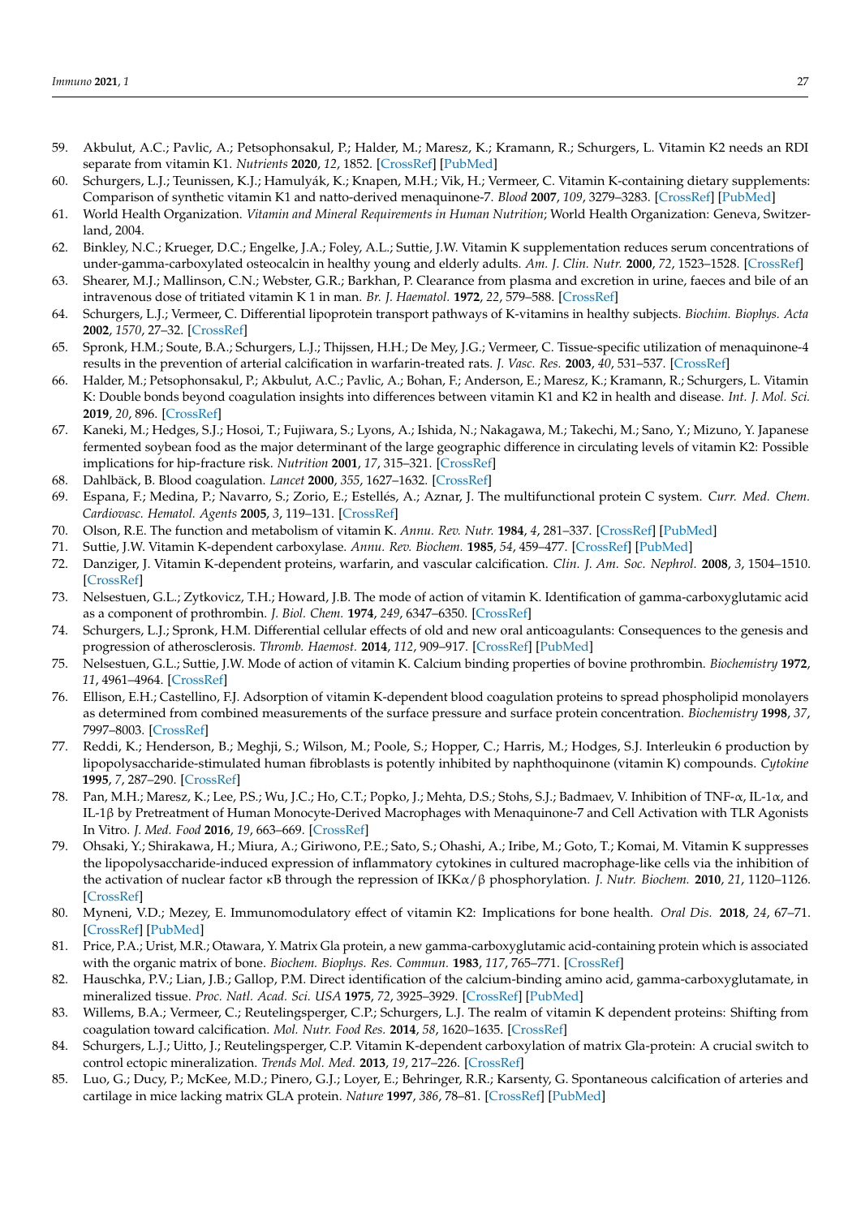59. Akbulut, A.C.; Pavlic, A.; Petsophonsakul, P.; Halder, M.; Maresz, K.; Kramann, R.; Schurgers, L. Vitamin K2 needs an RDI separate from vitamin K1. *Nutrients* **2020**, *12*, 1852. [CrossRef] [PubMed]
60. Schurgers, L.J.; Teunissen, K.J.; Hamulyák, K.; Knapen, M.H.; Vik, H.; Vermeer, C. Vitamin K-containing dietary supplements: Comparison of synthetic vitamin K1 and natto-derived menaquinone-7. *Blood* **2007**, *109*, 3279–3283. [CrossRef] [PubMed]
61. World Health Organization. *Vitamin and Mineral Requirements in Human Nutrition*; World Health Organization: Geneva, Switzerland, 2004.
62. Binkley, N.C.; Krueger, D.C.; Engelke, J.A.; Foley, A.L.; Suttie, J.W. Vitamin K supplementation reduces serum concentrations of under-gamma-carboxylated osteocalcin in healthy young and elderly adults. *Am. J. Clin. Nutr.* **2000**, *72*, 1523–1528. [CrossRef]
63. Shearer, M.J.; Mallinson, C.N.; Webster, G.R.; Barkhan, P. Clearance from plasma and excretion in urine, faeces and bile of an intravenous dose of tritiated vitamin K 1 in man. *Br. J. Haematol.* **1972**, *22*, 579–588. [CrossRef]
64. Schurgers, L.J.; Vermeer, C. Differential lipoprotein transport pathways of K-vitamins in healthy subjects. *Biochim. Biophys. Acta* **2002**, *1570*, 27–32. [CrossRef]
65. Spronk, H.M.; Soute, B.A.; Schurgers, L.J.; Thijssen, H.H.; De Mey, J.G.; Vermeer, C. Tissue-specific utilization of menaquinone-4 results in the prevention of arterial calcification in warfarin-treated rats. *J. Vasc. Res.* **2003**, *40*, 531–537. [CrossRef]
66. Halder, M.; Petsophonsakul, P.; Akbulut, A.C.; Pavlic, A.; Bohan, F.; Anderson, E.; Maresz, K.; Kramann, R.; Schurgers, L. Vitamin K: Double bonds beyond coagulation insights into differences between vitamin K1 and K2 in health and disease. *Int. J. Mol. Sci.* **2019**, *20*, 896. [CrossRef]
67. Kaneki, M.; Hedges, S.J.; Hosoi, T.; Fujiwara, S.; Lyons, A.; Ishida, N.; Nakagawa, M.; Takechi, M.; Sano, Y.; Mizuno, Y. Japanese fermented soybean food as the major determinant of the large geographic difference in circulating levels of vitamin K2: Possible implications for hip-fracture risk. *Nutrition* **2001**, *17*, 315–321. [CrossRef]
68. Dahlbäck, B. Blood coagulation. *Lancet* **2000**, *355*, 1627–1632. [CrossRef]
69. Espana, F.; Medina, P.; Navarro, S.; Zorio, E.; Estellés, A.; Aznar, J. The multifunctional protein C system. *Curr. Med. Chem. Cardiovasc. Hematol. Agents* **2005**, *3*, 119–131. [CrossRef]
70. Olson, R.E. The function and metabolism of vitamin K. *Annu. Rev. Nutr.* **1984**, *4*, 281–337. [CrossRef] [PubMed]
71. Suttie, J.W. Vitamin K-dependent carboxylase. *Annu. Rev. Biochem.* **1985**, *54*, 459–477. [CrossRef] [PubMed]
72. Danziger, J. Vitamin K-dependent proteins, warfarin, and vascular calcification. *Clin. J. Am. Soc. Nephrol.* **2008**, *3*, 1504–1510. [CrossRef]
73. Nelsestuen, G.L.; Zytkovicz, T.H.; Howard, J.B. The mode of action of vitamin K. Identification of gamma-carboxyglutamic acid as a component of prothrombin. *J. Biol. Chem.* **1974**, *249*, 6347–6350. [CrossRef]
74. Schurgers, L.J.; Spronk, H.M. Differential cellular effects of old and new oral anticoagulants: Consequences to the genesis and progression of atherosclerosis. *Thromb. Haemost.* **2014**, *112*, 909–917. [CrossRef] [PubMed]
75. Nelsestuen, G.L.; Suttie, J.W. Mode of action of vitamin K. Calcium binding properties of bovine prothrombin. *Biochemistry* **1972**, *11*, 4961–4964. [CrossRef]
76. Ellison, E.H.; Castellino, F.J. Adsorption of vitamin K-dependent blood coagulation proteins to spread phospholipid monolayers as determined from combined measurements of the surface pressure and surface protein concentration. *Biochemistry* **1998**, *37*, 7997–8003. [CrossRef]
77. Reddi, K.; Henderson, B.; Meghji, S.; Wilson, M.; Poole, S.; Hopper, C.; Harris, M.; Hodges, S.J. Interleukin 6 production by lipopolysaccharide-stimulated human fibroblasts is potently inhibited by naphthoquinone (vitamin K) compounds. *Cytokine* **1995**, *7*, 287–290. [CrossRef]
78. Pan, M.H.; Maresz, K.; Lee, P.S.; Wu, J.C.; Ho, C.T.; Popko, J.; Mehta, D.S.; Stohs, S.J.; Badmaev, V. Inhibition of TNF-α, IL-1α, and IL-1β by Pretreatment of Human Monocyte-Derived Macrophages with Menaquinone-7 and Cell Activation with TLR Agonists In Vitro. *J. Med. Food* **2016**, *19*, 663–669. [CrossRef]
79. Ohsaki, Y.; Shirakawa, H.; Miura, A.; Giriwono, P.E.; Sato, S.; Ohashi, A.; Iribe, M.; Goto, T.; Komai, M. Vitamin K suppresses the lipopolysaccharide-induced expression of inflammatory cytokines in cultured macrophage-like cells via the inhibition of the activation of nuclear factor κB through the repression of IKKα/β phosphorylation. *J. Nutr. Biochem.* **2010**, *21*, 1120–1126. [CrossRef]
80. Myneni, V.D.; Mezey, E. Immunomodulatory effect of vitamin K2: Implications for bone health. *Oral Dis.* **2018**, *24*, 67–71. [CrossRef] [PubMed]
81. Price, P.A.; Urist, M.R.; Otawara, Y. Matrix Gla protein, a new gamma-carboxyglutamic acid-containing protein which is associated with the organic matrix of bone. *Biochem. Biophys. Res. Commun.* **1983**, *117*, 765–771. [CrossRef]
82. Hauschka, P.V.; Lian, J.B.; Gallop, P.M. Direct identification of the calcium-binding amino acid, gamma-carboxyglutamate, in mineralized tissue. *Proc. Natl. Acad. Sci. USA* **1975**, *72*, 3925–3929. [CrossRef] [PubMed]
83. Willems, B.A.; Vermeer, C.; Reutelingsperger, C.P.; Schurgers, L.J. The realm of vitamin K dependent proteins: Shifting from coagulation toward calcification. *Mol. Nutr. Food Res.* **2014**, *58*, 1620–1635. [CrossRef]
84. Schurgers, L.J.; Uitto, J.; Reutelingsperger, C.P. Vitamin K-dependent carboxylation of matrix Gla-protein: A crucial switch to control ectopic mineralization. *Trends Mol. Med.* **2013**, *19*, 217–226. [CrossRef]
85. Luo, G.; Ducy, P.; McKee, M.D.; Pinero, G.J.; Loyer, E.; Behringer, R.R.; Karsenty, G. Spontaneous calcification of arteries and cartilage in mice lacking matrix GLA protein. *Nature* **1997**, *386*, 78–81. [CrossRef] [PubMed]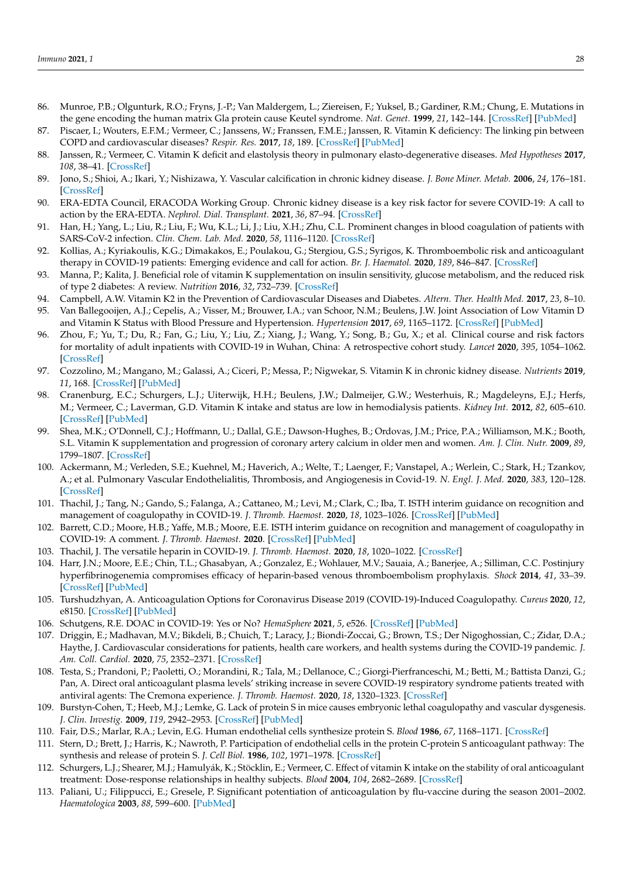86. Munroe, P.B.; Olgunturk, R.O.; Fryns, J.-P.; Van Maldergem, L.; Ziereisen, F.; Yuksel, B.; Gardiner, R.M.; Chung, E. Mutations in the gene encoding the human matrix Gla protein cause Keutel syndrome. *Nat. Genet.* **1999**, *21*, 142–144. [CrossRef] [PubMed]
87. Piscaer, I.; Wouters, E.F.M.; Vermeer, C.; Janssens, W.; Franssen, F.M.E.; Janssen, R. Vitamin K deficiency: The linking pin between COPD and cardiovascular diseases? *Respir. Res.* **2017**, *18*, 189. [CrossRef] [PubMed]
88. Janssen, R.; Vermeer, C. Vitamin K deficit and elastolysis theory in pulmonary elasto-degenerative diseases. *Med Hypotheses* **2017**, *108*, 38–41. [CrossRef]
89. Jono, S.; Shioi, A.; Ikari, Y.; Nishizawa, Y. Vascular calcification in chronic kidney disease. *J. Bone Miner. Metab.* **2006**, *24*, 176–181. [CrossRef]
90. ERA-EDTA Council, ERACODA Working Group. Chronic kidney disease is a key risk factor for severe COVID-19: A call to action by the ERA-EDTA. *Nephrol. Dial. Transplant.* **2021**, *36*, 87–94. [CrossRef]
91. Han, H.; Yang, L.; Liu, R.; Liu, F.; Wu, K.L.; Li, J.; Liu, X.H.; Zhu, C.L. Prominent changes in blood coagulation of patients with SARS-CoV-2 infection. *Clin. Chem. Lab. Med.* **2020**, *58*, 1116–1120. [CrossRef]
92. Kollias, A.; Kyriakoulis, K.G.; Dimakakos, E.; Poulakou, G.; Stergiou, G.S.; Syrigos, K. Thromboembolic risk and anticoagulant therapy in COVID-19 patients: Emerging evidence and call for action. *Br. J. Haematol.* **2020**, *189*, 846–847. [CrossRef]
93. Manna, P.; Kalita, J. Beneficial role of vitamin K supplementation on insulin sensitivity, glucose metabolism, and the reduced risk of type 2 diabetes: A review. *Nutrition* **2016**, *32*, 732–739. [CrossRef]
94. Campbell, A.W. Vitamin K2 in the Prevention of Cardiovascular Diseases and Diabetes. *Altern. Ther. Health Med.* **2017**, *23*, 8–10.
95. Van Ballegooijen, A.J.; Cepelis, A.; Visser, M.; Brouwer, I.A.; van Schoor, N.M.; Beulens, J.W. Joint Association of Low Vitamin D and Vitamin K Status with Blood Pressure and Hypertension. *Hypertension* **2017**, *69*, 1165–1172. [CrossRef] [PubMed]
96. Zhou, F.; Yu, T.; Du, R.; Fan, G.; Liu, Y.; Liu, Z.; Xiang, J.; Wang, Y.; Song, B.; Gu, X.; et al. Clinical course and risk factors for mortality of adult inpatients with COVID-19 in Wuhan, China: A retrospective cohort study. *Lancet* **2020**, *395*, 1054–1062. [CrossRef]
97. Cozzolino, M.; Mangano, M.; Galassi, A.; Ciceri, P.; Messa, P.; Nigwekar, S. Vitamin K in chronic kidney disease. *Nutrients* **2019**, *11*, 168. [CrossRef] [PubMed]
98. Cranenburg, E.C.; Schurgers, L.J.; Uiterwijk, H.H.; Beulens, J.W.; Dalmeijer, G.W.; Westerhuis, R.; Magdeleyns, E.J.; Herfs, M.; Vermeer, C.; Laverman, G.D. Vitamin K intake and status are low in hemodialysis patients. *Kidney Int.* **2012**, *82*, 605–610. [CrossRef] [PubMed]
99. Shea, M.K.; O'Donnell, C.J.; Hoffmann, U.; Dallal, G.E.; Dawson-Hughes, B.; Ordovas, J.M.; Price, P.A.; Williamson, M.K.; Booth, S.L. Vitamin K supplementation and progression of coronary artery calcium in older men and women. *Am. J. Clin. Nutr.* **2009**, *89*, 1799–1807. [CrossRef]
100. Ackermann, M.; Verleden, S.E.; Kuehnel, M.; Haverich, A.; Welte, T.; Laenger, F.; Vanstapel, A.; Werlein, C.; Stark, H.; Tzankov, A.; et al. Pulmonary Vascular Endothelialitis, Thrombosis, and Angiogenesis in Covid-19. *N. Engl. J. Med.* **2020**, *383*, 120–128. [CrossRef]
101. Thachil, J.; Tang, N.; Gando, S.; Falanga, A.; Cattaneo, M.; Levi, M.; Clark, C.; Iba, T. ISTH interim guidance on recognition and management of coagulopathy in COVID-19. *J. Thromb. Haemost.* **2020**, *18*, 1023–1026. [CrossRef] [PubMed]
102. Barrett, C.D.; Moore, H.B.; Yaffe, M.B.; Moore, E.E. ISTH interim guidance on recognition and management of coagulopathy in COVID-19: A comment. *J. Thromb. Haemost.* **2020**. [CrossRef] [PubMed]
103. Thachil, J. The versatile heparin in COVID-19. *J. Thromb. Haemost.* **2020**, *18*, 1020–1022. [CrossRef]
104. Harr, J.N.; Moore, E.E.; Chin, T.L.; Ghasabyan, A.; Gonzalez, E.; Wohlauer, M.V.; Sauaia, A.; Banerjee, A.; Silliman, C.C. Postinjury hyperfibrinogenemia compromises efficacy of heparin-based venous thromboembolism prophylaxis. *Shock* **2014**, *41*, 33–39. [CrossRef] [PubMed]
105. Turshudzhyan, A. Anticoagulation Options for Coronavirus Disease 2019 (COVID-19)-Induced Coagulopathy. *Cureus* **2020**, *12*, e8150. [CrossRef] [PubMed]
106. Schutgens, R.E. DOAC in COVID-19: Yes or No? *HemaSphere* **2021**, *5*, e526. [CrossRef] [PubMed]
107. Driggin, E.; Madhavan, M.V.; Bikdeli, B.; Chuich, T.; Laracy, J.; Biondi-Zoccai, G.; Brown, T.S.; Der Nigoghossian, C.; Zidar, D.A.; Haythe, J. Cardiovascular considerations for patients, health care workers, and health systems during the COVID-19 pandemic. *J. Am. Coll. Cardiol.* **2020**, *75*, 2352–2371. [CrossRef]
108. Testa, S.; Prandoni, P.; Paoletti, O.; Morandini, R.; Tala, M.; Dellanoce, C.; Giorgi-Pierfranceschi, M.; Betti, M.; Battista Danzi, G.; Pan, A. Direct oral anticoagulant plasma levels' striking increase in severe COVID-19 respiratory syndrome patients treated with antiviral agents: The Cremona experience. *J. Thromb. Haemost.* **2020**, *18*, 1320–1323. [CrossRef]
109. Burstyn-Cohen, T.; Heeb, M.J.; Lemke, G. Lack of protein S in mice causes embryonic lethal coagulopathy and vascular dysgenesis. *J. Clin. Investig.* **2009**, *119*, 2942–2953. [CrossRef] [PubMed]
110. Fair, D.S.; Marlar, R.A.; Levin, E.G. Human endothelial cells synthesize protein S. *Blood* **1986**, *67*, 1168–1171. [CrossRef]
111. Stern, D.; Brett, J.; Harris, K.; Nawroth, P. Participation of endothelial cells in the protein C-protein S anticoagulant pathway: The synthesis and release of protein S. *J. Cell Biol.* **1986**, *102*, 1971–1978. [CrossRef]
112. Schurgers, L.J.; Shearer, M.J.; Hamulyák, K.; Stöcklin, E.; Vermeer, C. Effect of vitamin K intake on the stability of oral anticoagulant treatment: Dose-response relationships in healthy subjects. *Blood* **2004**, *104*, 2682–2689. [CrossRef]
113. Paliani, U.; Filippucci, E.; Gresele, P. Significant potentiation of anticoagulation by flu-vaccine during the season 2001–2002. *Haematologica* **2003**, *88*, 599–600. [PubMed]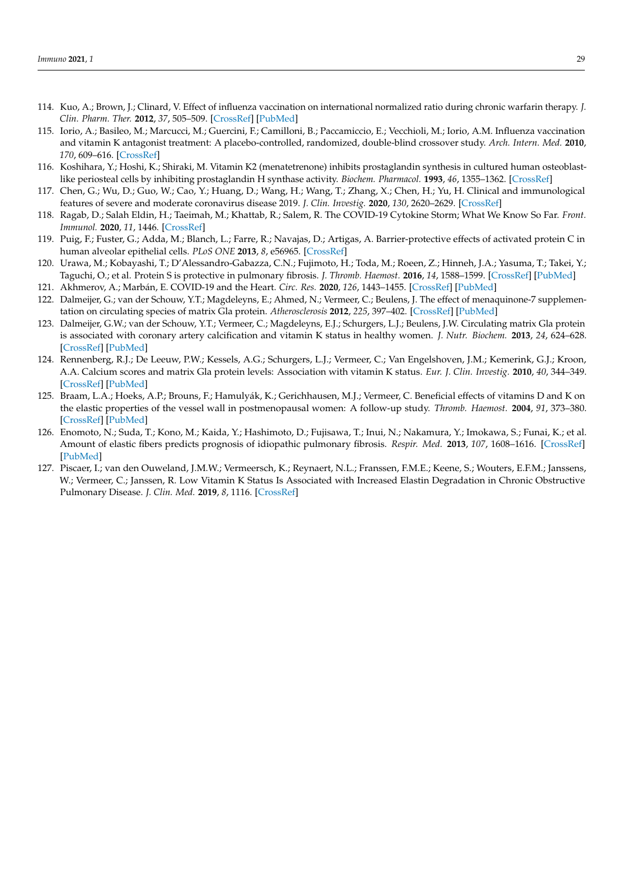114. Kuo, A.; Brown, J.; Clinard, V. Effect of influenza vaccination on international normalized ratio during chronic warfarin therapy. *J. Clin. Pharm. Ther.* **2012**, *37*, 505–509. [CrossRef] [PubMed]
115. Iorio, A.; Basileo, M.; Marcucci, M.; Guercini, F.; Camilloni, B.; Paccamiccio, E.; Vecchioli, M.; Iorio, A.M. Influenza vaccination and vitamin K antagonist treatment: A placebo-controlled, randomized, double-blind crossover study. *Arch. Intern. Med.* **2010**, *170*, 609–616. [CrossRef]
116. Koshihara, Y.; Hoshi, K.; Shiraki, M. Vitamin K2 (menatetrenone) inhibits prostaglandin synthesis in cultured human osteoblast-like periosteal cells by inhibiting prostaglandin H synthase activity. *Biochem. Pharmacol.* **1993**, *46*, 1355–1362. [CrossRef]
117. Chen, G.; Wu, D.; Guo, W.; Cao, Y.; Huang, D.; Wang, H.; Wang, T.; Zhang, X.; Chen, H.; Yu, H. Clinical and immunological features of severe and moderate coronavirus disease 2019. *J. Clin. Investig.* **2020**, *130*, 2620–2629. [CrossRef]
118. Ragab, D.; Salah Eldin, H.; Taeimah, M.; Khattab, R.; Salem, R. The COVID-19 Cytokine Storm; What We Know So Far. *Front. Immunol.* **2020**, *11*, 1446. [CrossRef]
119. Puig, F.; Fuster, G.; Adda, M.; Blanch, L.; Farre, R.; Navajas, D.; Artigas, A. Barrier-protective effects of activated protein C in human alveolar epithelial cells. *PLoS ONE* **2013**, *8*, e56965. [CrossRef]
120. Urawa, M.; Kobayashi, T.; D'Alessandro-Gabazza, C.N.; Fujimoto, H.; Toda, M.; Roeen, Z.; Hinneh, J.A.; Yasuma, T.; Takei, Y.; Taguchi, O.; et al. Protein S is protective in pulmonary fibrosis. *J. Thromb. Haemost.* **2016**, *14*, 1588–1599. [CrossRef] [PubMed]
121. Akhmerov, A.; Marbán, E. COVID-19 and the Heart. *Circ. Res.* **2020**, *126*, 1443–1455. [CrossRef] [PubMed]
122. Dalmeijer, G.; van der Schouw, Y.T.; Magdeleyns, E.; Ahmed, N.; Vermeer, C.; Beulens, J. The effect of menaquinone-7 supplementation on circulating species of matrix Gla protein. *Atherosclerosis* **2012**, *225*, 397–402. [CrossRef] [PubMed]
123. Dalmeijer, G.W.; van der Schouw, Y.T.; Vermeer, C.; Magdeleyns, E.J.; Schurgers, L.J.; Beulens, J.W. Circulating matrix Gla protein is associated with coronary artery calcification and vitamin K status in healthy women. *J. Nutr. Biochem.* **2013**, *24*, 624–628. [CrossRef] [PubMed]
124. Rennenberg, R.J.; De Leeuw, P.W.; Kessels, A.G.; Schurgers, L.J.; Vermeer, C.; Van Engelshoven, J.M.; Kemerink, G.J.; Kroon, A.A. Calcium scores and matrix Gla protein levels: Association with vitamin K status. *Eur. J. Clin. Investig.* **2010**, *40*, 344–349. [CrossRef] [PubMed]
125. Braam, L.A.; Hoeks, A.P.; Brouns, F.; Hamulyák, K.; Gerichhausen, M.J.; Vermeer, C. Beneficial effects of vitamins D and K on the elastic properties of the vessel wall in postmenopausal women: A follow-up study. *Thromb. Haemost.* **2004**, *91*, 373–380. [CrossRef] [PubMed]
126. Enomoto, N.; Suda, T.; Kono, M.; Kaida, Y.; Hashimoto, D.; Fujisawa, T.; Inui, N.; Nakamura, Y.; Imokawa, S.; Funai, K.; et al. Amount of elastic fibers predicts prognosis of idiopathic pulmonary fibrosis. *Respir. Med.* **2013**, *107*, 1608–1616. [CrossRef] [PubMed]
127. Piscaer, I.; van den Ouweland, J.M.W.; Vermeersch, K.; Reynaert, N.L.; Franssen, F.M.E.; Keene, S.; Wouters, E.F.M.; Janssens, W.; Vermeer, C.; Janssen, R. Low Vitamin K Status Is Associated with Increased Elastin Degradation in Chronic Obstructive Pulmonary Disease. *J. Clin. Med.* **2019**, *8*, 1116. [CrossRef]